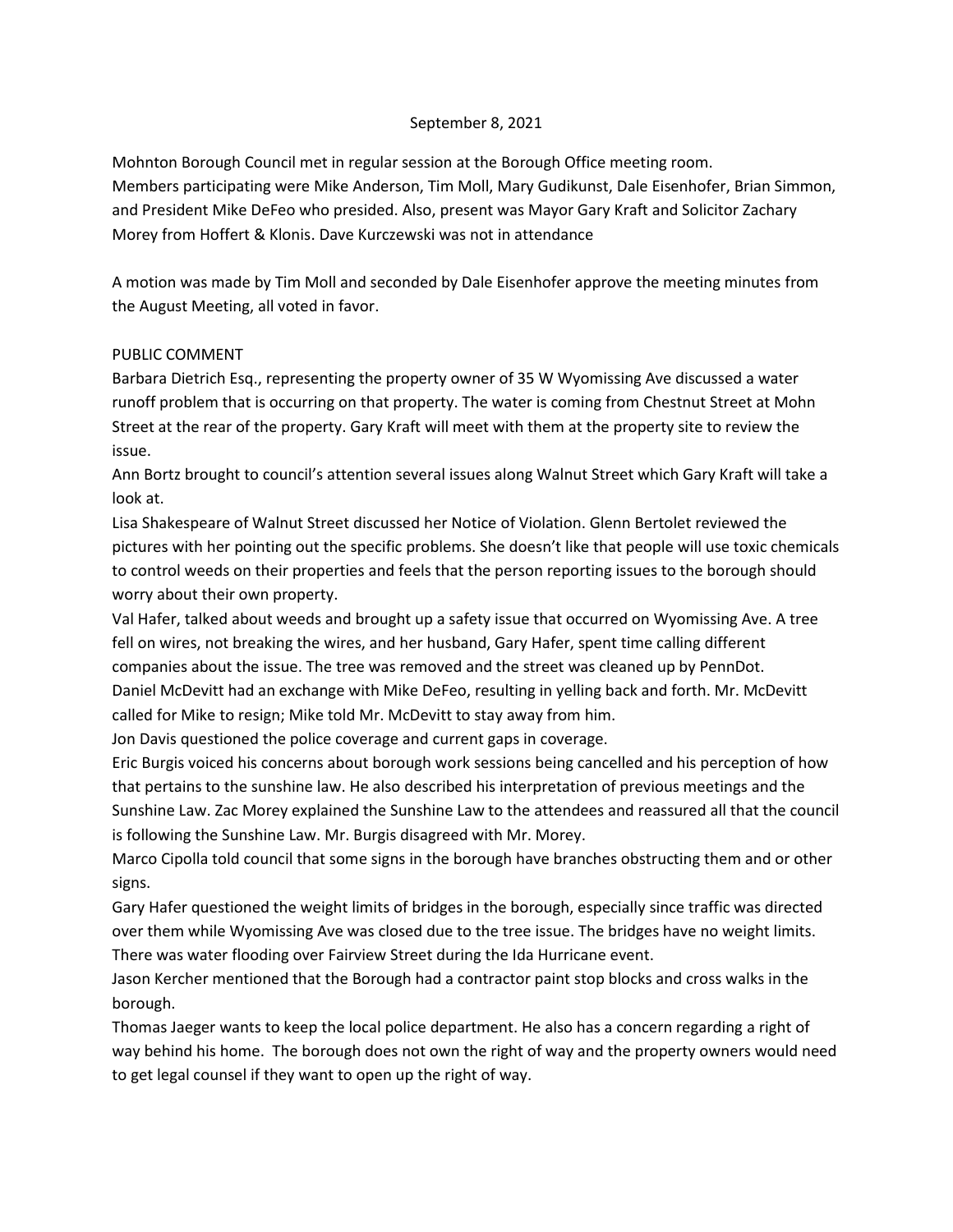September 8, 2021

Mohnton Borough Council met in regular session at the Borough Office meeting room.
Members participating were Mike Anderson, Tim Moll, Mary Gudikunst, Dale Eisenhofer, Brian Simmon, and President Mike DeFeo who presided. Also, present was Mayor Gary Kraft and Solicitor Zachary Morey from Hoffert & Klonis. Dave Kurczewski was not in attendance

A motion was made by Tim Moll and seconded by Dale Eisenhofer approve the meeting minutes from the August Meeting, all voted in favor.

PUBLIC COMMENT

Barbara Dietrich Esq., representing the property owner of 35 W Wyomissing Ave discussed a water runoff problem that is occurring on that property. The water is coming from Chestnut Street at Mohn Street at the rear of the property. Gary Kraft will meet with them at the property site to review the issue.

Ann Bortz brought to council's attention several issues along Walnut Street which Gary Kraft will take a look at.

Lisa Shakespeare of Walnut Street discussed her Notice of Violation. Glenn Bertolet reviewed the pictures with her pointing out the specific problems. She doesn't like that people will use toxic chemicals to control weeds on their properties and feels that the person reporting issues to the borough should worry about their own property.

Val Hafer, talked about weeds and brought up a safety issue that occurred on Wyomissing Ave. A tree fell on wires, not breaking the wires, and her husband, Gary Hafer, spent time calling different companies about the issue. The tree was removed and the street was cleaned up by PennDot.

Daniel McDevitt had an exchange with Mike DeFeo, resulting in yelling back and forth. Mr. McDevitt called for Mike to resign; Mike told Mr. McDevitt to stay away from him.

Jon Davis questioned the police coverage and current gaps in coverage.

Eric Burgis voiced his concerns about borough work sessions being cancelled and his perception of how that pertains to the sunshine law. He also described his interpretation of previous meetings and the Sunshine Law. Zac Morey explained the Sunshine Law to the attendees and reassured all that the council is following the Sunshine Law. Mr. Burgis disagreed with Mr. Morey.

Marco Cipolla told council that some signs in the borough have branches obstructing them and or other signs.

Gary Hafer questioned the weight limits of bridges in the borough, especially since traffic was directed over them while Wyomissing Ave was closed due to the tree issue. The bridges have no weight limits. There was water flooding over Fairview Street during the Ida Hurricane event.

Jason Kercher mentioned that the Borough had a contractor paint stop blocks and cross walks in the borough.

Thomas Jaeger wants to keep the local police department. He also has a concern regarding a right of way behind his home. The borough does not own the right of way and the property owners would need to get legal counsel if they want to open up the right of way.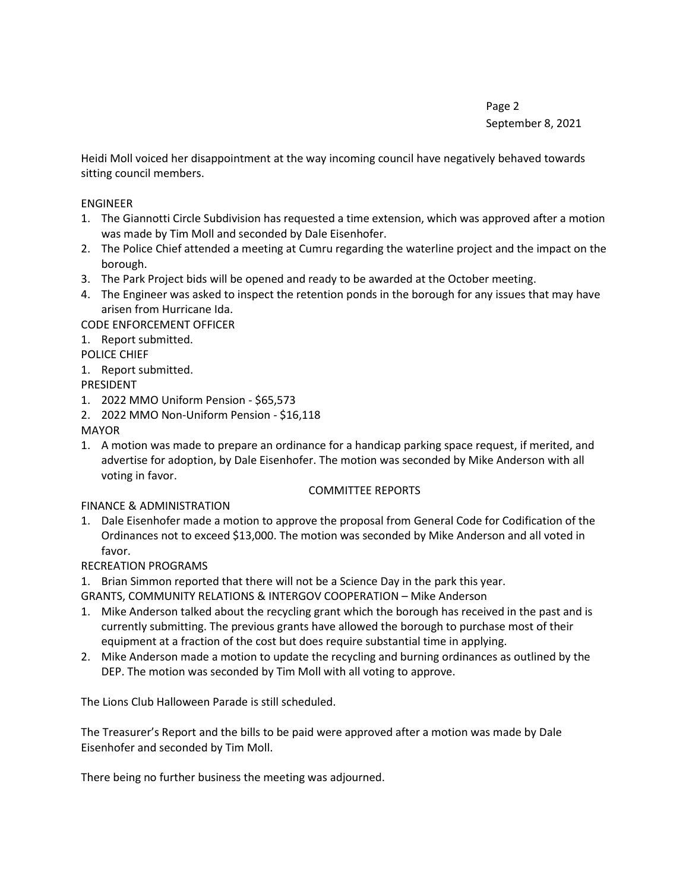Heidi Moll voiced her disappointment at the way incoming council have negatively behaved towards sitting council members.

ENGINEER

1. The Giannotti Circle Subdivision has requested a time extension, which was approved after a motion was made by Tim Moll and seconded by Dale Eisenhofer.
2. The Police Chief attended a meeting at Cumru regarding the waterline project and the impact on the borough.
3. The Park Project bids will be opened and ready to be awarded at the October meeting.
4. The Engineer was asked to inspect the retention ponds in the borough for any issues that may have arisen from Hurricane Ida.

CODE ENFORCEMENT OFFICER

1. Report submitted.

POLICE CHIEF

1. Report submitted.

PRESIDENT

1. 2022 MMO Uniform Pension - $65,573
2. 2022 MMO Non-Uniform Pension - $16,118

MAYOR

1. A motion was made to prepare an ordinance for a handicap parking space request, if merited, and advertise for adoption, by Dale Eisenhofer. The motion was seconded by Mike Anderson with all voting in favor.

## COMMITTEE REPORTS

FINANCE & ADMINISTRATION

1. Dale Eisenhofer made a motion to approve the proposal from General Code for Codification of the Ordinances not to exceed $13,000. The motion was seconded by Mike Anderson and all voted in favor.

RECREATION PROGRAMS

1. Brian Simmon reported that there will not be a Science Day in the park this year.

GRANTS, COMMUNITY RELATIONS & INTERGOV COOPERATION – Mike Anderson

1. Mike Anderson talked about the recycling grant which the borough has received in the past and is currently submitting. The previous grants have allowed the borough to purchase most of their equipment at a fraction of the cost but does require substantial time in applying.
2. Mike Anderson made a motion to update the recycling and burning ordinances as outlined by the DEP. The motion was seconded by Tim Moll with all voting to approve.

The Lions Club Halloween Parade is still scheduled.

The Treasurer's Report and the bills to be paid were approved after a motion was made by Dale Eisenhofer and seconded by Tim Moll.

There being no further business the meeting was adjourned.